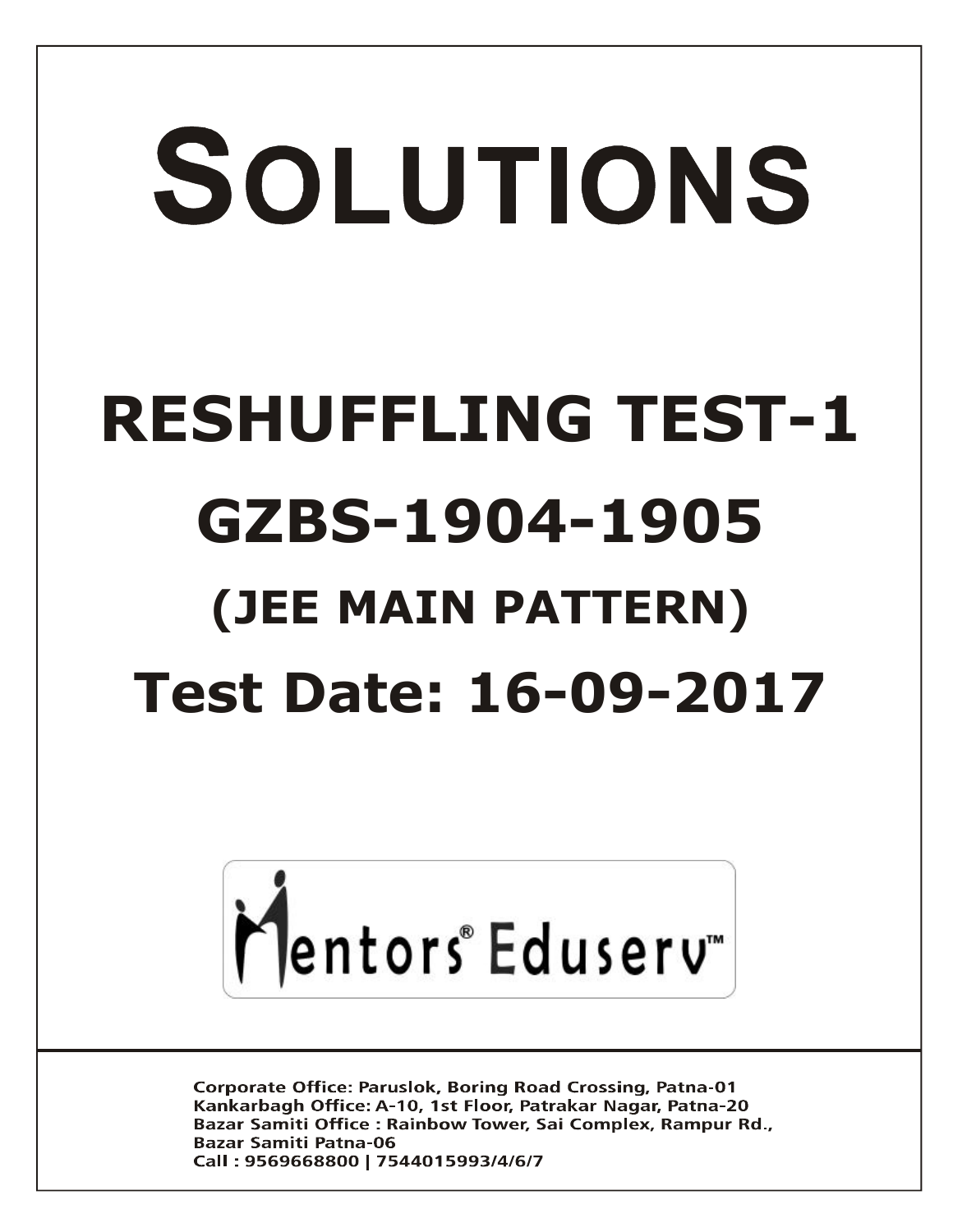# SOLUTIONS

# RESHUFFLING TEST-1

# GZBS-1904-1905

## (JEE MAIN PATTERN)

## Test Date: 16-09-2017

Mentors® Eduserv™

Corporate Office: Paruslok, Boring Road Crossing, Patna-01
Kankarbagh Office: A-10, 1st Floor, Patrakar Nagar, Patna-20
Bazar Samiti Office : Rainbow Tower, Sai Complex, Rampur Rd., Bazar Samiti Patna-06
Call : 9569668800 | 7544015993/4/6/7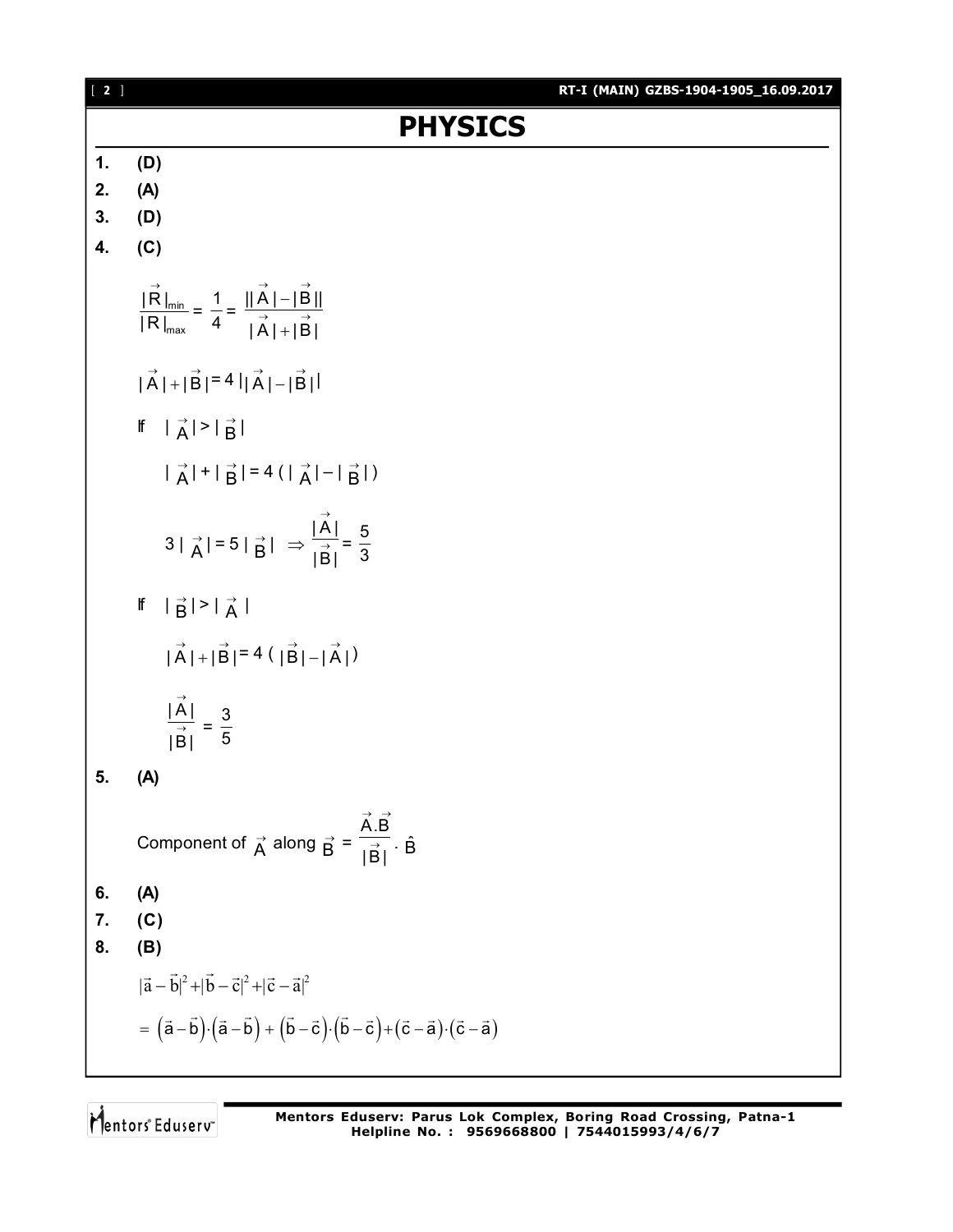# PHYSICS

**1. (D)**

**2. (A)**

**3. (D)**

**4. (C)**

$$\frac{|\vec{R}|_{min}}{|R|_{max}} = \frac{1}{4} = \frac{||\vec{A}|-|\vec{B}||}{|\vec{A}|+|\vec{B}|}$$

$$|\vec{A}|+|\vec{B}| = 4\,||\vec{A}|-|\vec{B}||$$

If $|\vec{A}| > |\vec{B}|$

$$|\vec{A}| + |\vec{B}| = 4\,(|\vec{A}| - |\vec{B}|)$$

$$3|\vec{A}| = 5|\vec{B}| \Rightarrow \frac{|\vec{A}|}{|\vec{B}|} = \frac{5}{3}$$

If $|\vec{B}| > |\vec{A}|$

$$|\vec{A}|+|\vec{B}| = 4\,(|\vec{B}|-|\vec{A}|)$$

$$\frac{|\vec{A}|}{|\vec{B}|} = \frac{3}{5}$$

**5. (A)**

Component of $\vec{A}$ along $\vec{B}$ = $\dfrac{\vec{A}.\vec{B}}{|\vec{B}|} \cdot \hat{B}$

**6. (A)**

**7. (C)**

**8. (B)**

$$|\vec{a}-\vec{b}|^2+|\vec{b}-\vec{c}|^2+|\vec{c}-\vec{a}|^2$$

$$= \left(\vec{a}-\vec{b}\right)\cdot\left(\vec{a}-\vec{b}\right) + \left(\vec{b}-\vec{c}\right)\cdot\left(\vec{b}-\vec{c}\right) + \left(\vec{c}-\vec{a}\right)\cdot\left(\vec{c}-\vec{a}\right)$$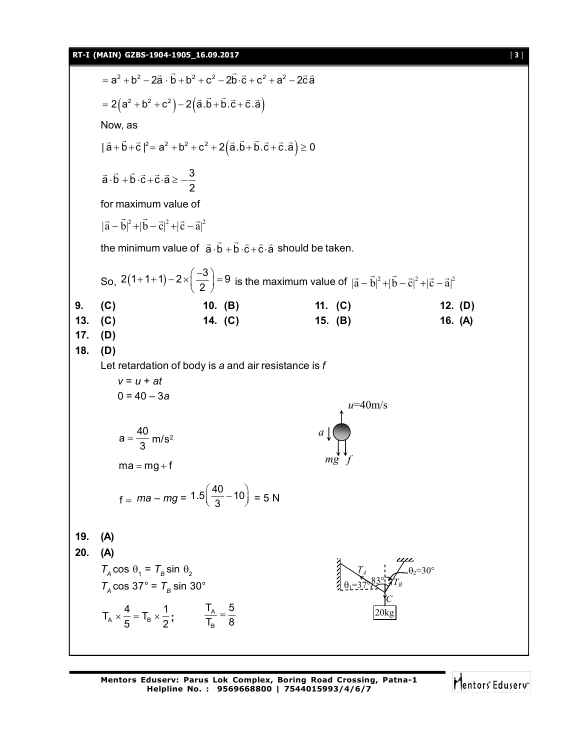$$= a^2 + b^2 - 2\vec{a}\cdot\vec{b} + b^2 + c^2 - 2\vec{b}\cdot\vec{c} + c^2 + a^2 - 2\vec{c}\vec{a}$$

$$= 2\left(a^2 + b^2 + c^2\right) - 2\left(\vec{a}.\vec{b} + \vec{b}.\vec{c} + \vec{c}.\vec{a}\right)$$

Now, as

$$|\vec{a} + \vec{b} + \vec{c}|^2 = a^2 + b^2 + c^2 + 2\left(\vec{a}.\vec{b} + \vec{b}.\vec{c} + \vec{c}.\vec{a}\right) \geq 0$$

$$\vec{a}\cdot\vec{b} + \vec{b}\cdot\vec{c} + \vec{c}\cdot\vec{a} \geq -\frac{3}{2}$$

for maximum value of

$$|\vec{a} - \vec{b}|^2 + |\vec{b} - \vec{c}|^2 + |\vec{c} - \vec{a}|^2$$

the minimum value of $\vec{a}\cdot\vec{b} + \vec{b}\cdot\vec{c} + \vec{c}\cdot\vec{a}$ should be taken.

So, $2(1+1+1) - 2\times\left(\frac{-3}{2}\right) = 9$ is the maximum value of $|\vec{a} - \vec{b}|^2 + |\vec{b} - \vec{c}|^2 + |\vec{c} - \vec{a}|^2$

**9.** **(C)** **10.** **(B)** **11.** **(C)** **12.** **(D)**

**13.** **(C)** **14.** **(C)** **15.** **(B)** **16.** **(A)**

**17.** **(D)**

**18.** **(D)**

Let retardation of body is $a$ and air resistance is $f$

$v = u + at$

$0 = 40 - 3a$

$u$=40m/s

$$a = \frac{40}{3}\ \text{m/s}^2$$

$$ma = mg + f$$

$$f = ma - mg = 1.5\left(\frac{40}{3} - 10\right) = 5\ \text{N}$$

**19.** **(A)**

**20.** **(A)**

$T_A \cos\theta_1 = T_B \sin\theta_2$

$T_A \cos 37° = T_B \sin 30°$

$$T_A \times \frac{4}{5} = T_B \times \frac{1}{2}; \qquad \frac{T_A}{T_B} = \frac{5}{8}$$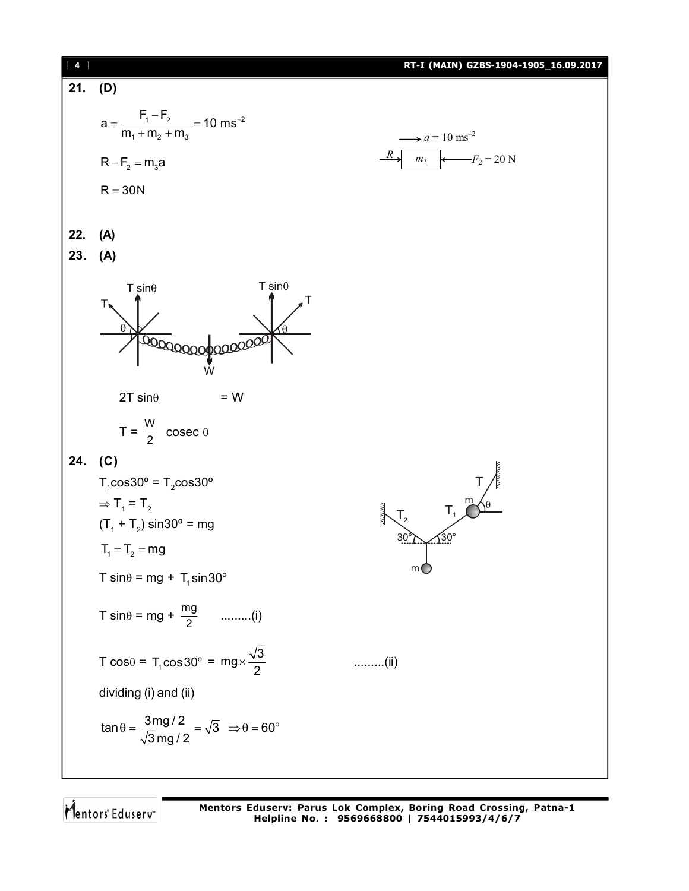**21. (D)**

$$a = \frac{F_1 - F_2}{m_1 + m_2 + m_3} = 10 \text{ ms}^{-2}$$

$$R - F_2 = m_3 a$$

$$R = 30\text{N}$$

**22. (A)**

**23. (A)**

$$2T\sin\theta = W$$

$$T = \frac{W}{2} \text{ cosec } \theta$$

**24. (C)**

$T_1\cos 30^\circ = T_2\cos 30^\circ$

$\Rightarrow T_1 = T_2$

$(T_1 + T_2)\sin 30^\circ = mg$

$T_1 = T_2 = mg$

$T\sin\theta = mg + T_1\sin 30^\circ$

$T\sin\theta = mg + \frac{mg}{2}$ .........(i)

$T\cos\theta = T_1\cos 30^\circ = mg \times \frac{\sqrt{3}}{2}$ .........(ii)

dividing (i) and (ii)

$$\tan\theta = \frac{3mg/2}{\sqrt{3}mg/2} = \sqrt{3} \Rightarrow \theta = 60^\circ$$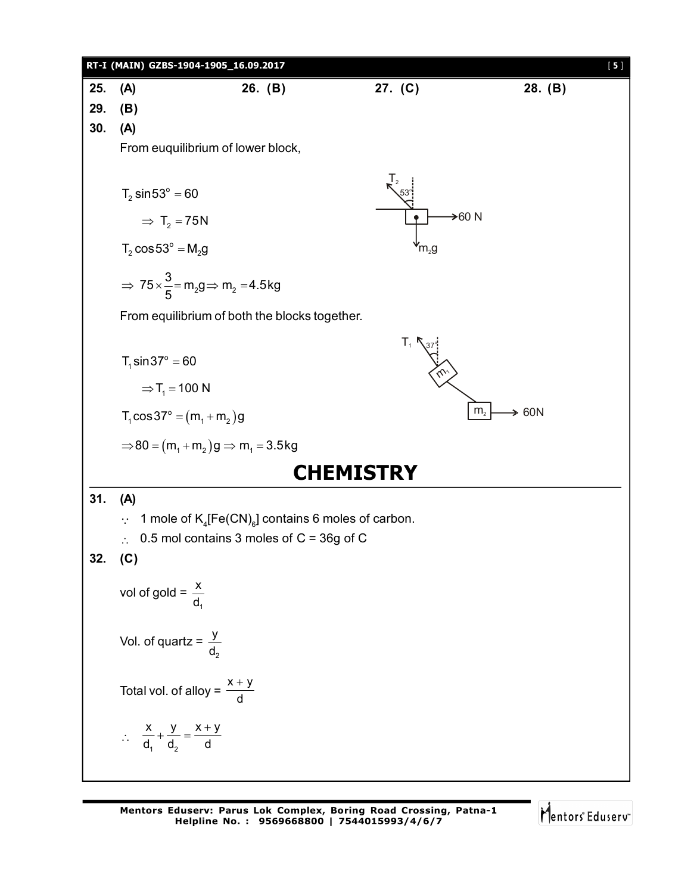**25.** (A) **26.** (B) **27.** (C) **28.** (B)

**29.** (B)

**30.** (A)

From euquilibrium of lower block,

$$T_2 \sin 53^\circ = 60$$

$$\Rightarrow T_2 = 75\text{N}$$

$$T_2 \cos 53^\circ = M_2 g$$

$$\Rightarrow 75 \times \frac{3}{5} = m_2 g \Rightarrow m_2 = 4.5\text{kg}$$

From equilibrium of both the blocks together.

$$T_1 \sin 37^\circ = 60$$

$$\Rightarrow T_1 = 100 \text{ N}$$

$$T_1 \cos 37^\circ = (m_1 + m_2)g$$

$$\Rightarrow 80 = (m_1 + m_2)g \Rightarrow m_1 = 3.5\text{kg}$$

# CHEMISTRY

**31.** (A)

$\because$ 1 mole of $K_4[Fe(CN)_6]$ contains 6 moles of carbon.

$\therefore$ 0.5 mol contains 3 moles of C = 36g of C

**32.** (C)

vol of gold = $\frac{x}{d_1}$

Vol. of quartz = $\frac{y}{d_2}$

Total vol. of alloy = $\frac{x+y}{d}$

$$\therefore \frac{x}{d_1} + \frac{y}{d_2} = \frac{x+y}{d}$$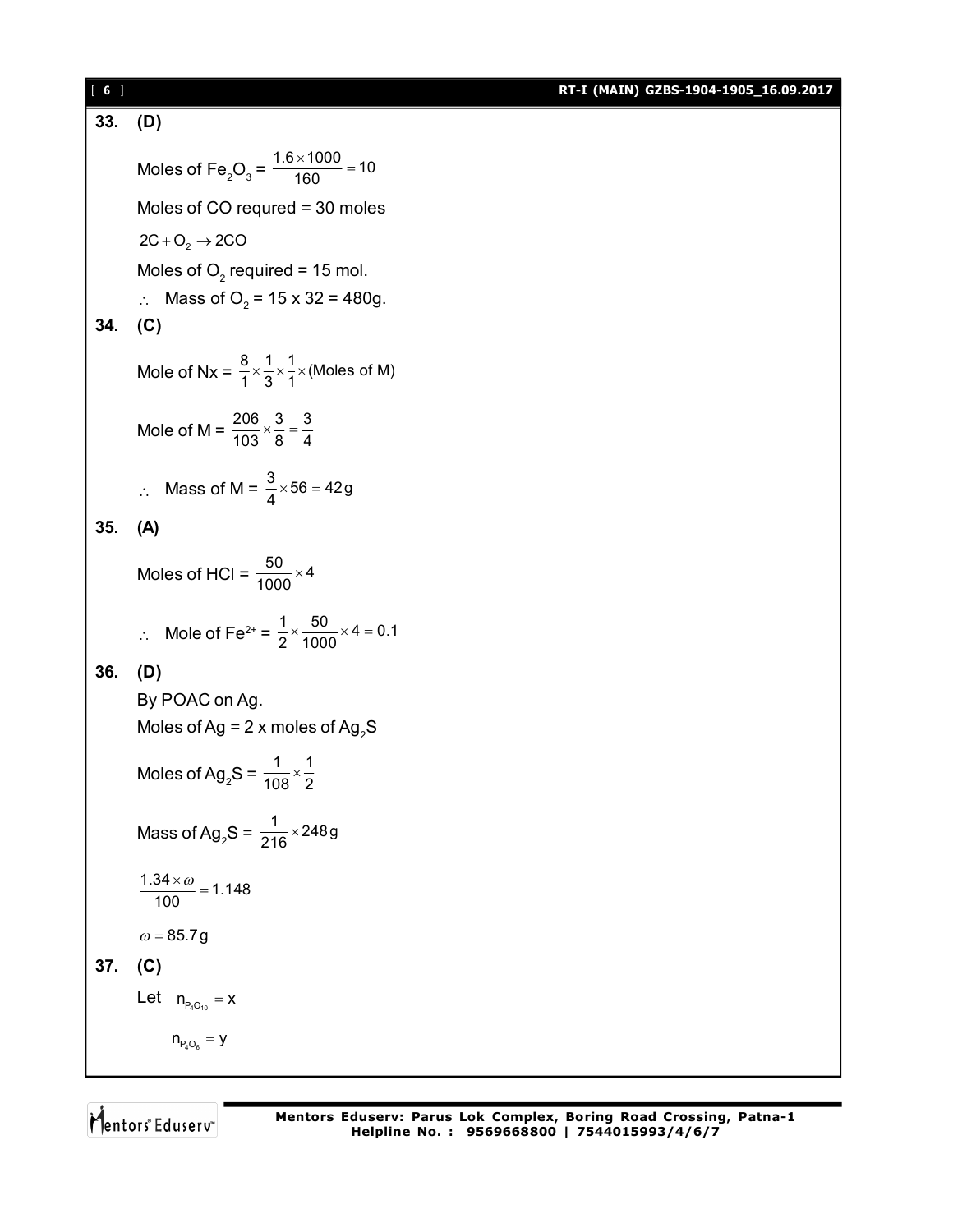**33. (D)**

Moles of $Fe_2O_3$ = $\frac{1.6 \times 1000}{160} = 10$

Moles of CO requred = 30 moles

$2C + O_2 \rightarrow 2CO$

Moles of $O_2$ required = 15 mol.

$\therefore$ Mass of $O_2$ = 15 x 32 = 480g.

**34. (C)**

Mole of Nx = $\frac{8}{1} \times \frac{1}{3} \times \frac{1}{1} \times \text{(Moles of M)}$

Mole of M = $\frac{206}{103} \times \frac{3}{8} = \frac{3}{4}$

$\therefore$ Mass of M = $\frac{3}{4} \times 56 = 42\,g$

**35. (A)**

Moles of HCl = $\frac{50}{1000} \times 4$

$\therefore$ Mole of $Fe^{2+}$ = $\frac{1}{2} \times \frac{50}{1000} \times 4 = 0.1$

**36. (D)**

By POAC on Ag.

Moles of Ag = 2 x moles of $Ag_2S$

Moles of $Ag_2S$ = $\frac{1}{108} \times \frac{1}{2}$

Mass of $Ag_2S$ = $\frac{1}{216} \times 248\,g$

$\frac{1.34 \times \omega}{100} = 1.148$

$\omega = 85.7\,g$

**37. (C)**

Let $n_{P_4O_{10}} = x$

$n_{P_4O_6} = y$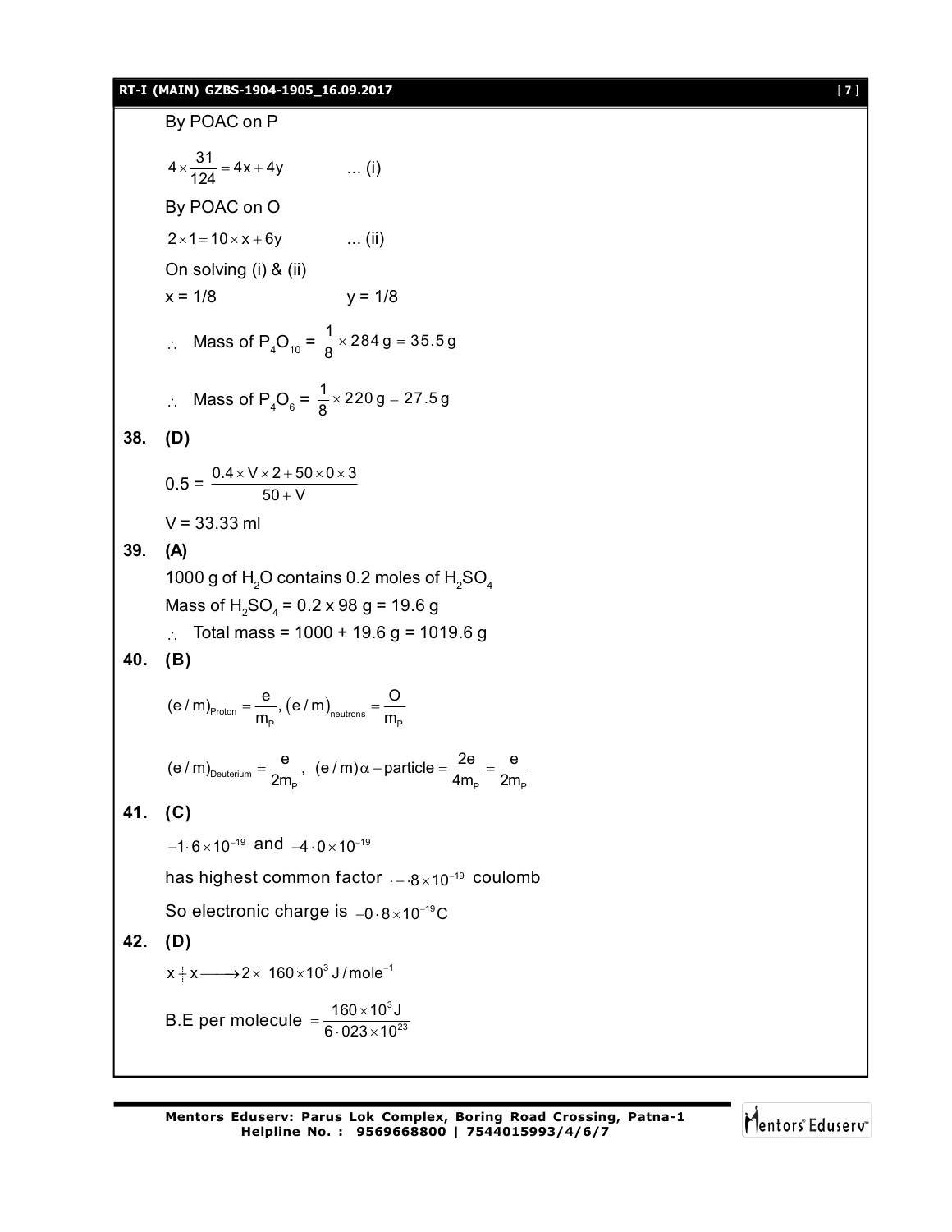By POAC on P

$$4 \times \frac{31}{124} = 4x + 4y \qquad \text{... (i)}$$

By POAC on O

$$2 \times 1 = 10 \times x + 6y \qquad \text{... (ii)}$$

On solving (i) & (ii)

$x = 1/8 \qquad y = 1/8$

$\therefore$ Mass of $P_4O_{10}$ = $\frac{1}{8} \times 284\,g = 35.5\,g$

$\therefore$ Mass of $P_4O_6$ = $\frac{1}{8} \times 220\,g = 27.5\,g$

**38. (D)**

$$0.5 = \frac{0.4 \times V \times 2 + 50 \times 0 \times 3}{50 + V}$$

V = 33.33 ml

**39. (A)**

1000 g of $H_2O$ contains 0.2 moles of $H_2SO_4$

Mass of $H_2SO_4$ = 0.2 x 98 g = 19.6 g

$\therefore$ Total mass = 1000 + 19.6 g = 1019.6 g

**40. (B)**

$$(e/m)_{Proton} = \frac{e}{m_P}, \ (e/m)_{neutrons} = \frac{O}{m_P}$$

$$(e/m)_{Deuterium} = \frac{e}{2m_P}, \ \ (e/m)\alpha - \text{particle} = \frac{2e}{4m_P} = \frac{e}{2m_P}$$

**41. (C)**

$-1 \cdot 6 \times 10^{-19}$ and $-4 \cdot 0 \times 10^{-19}$

has highest common factor $\cdot - \cdot 8 \times 10^{-19}$ coulomb

So electronic charge is $-0 \cdot 8 \times 10^{-19}C$

**42. (D)**

$x + x \longrightarrow 2 \times \ 160 \times 10^3\ J/mole^{-1}$

B.E per molecule $= \frac{160 \times 10^3 J}{6 \cdot 023 \times 10^{23}}$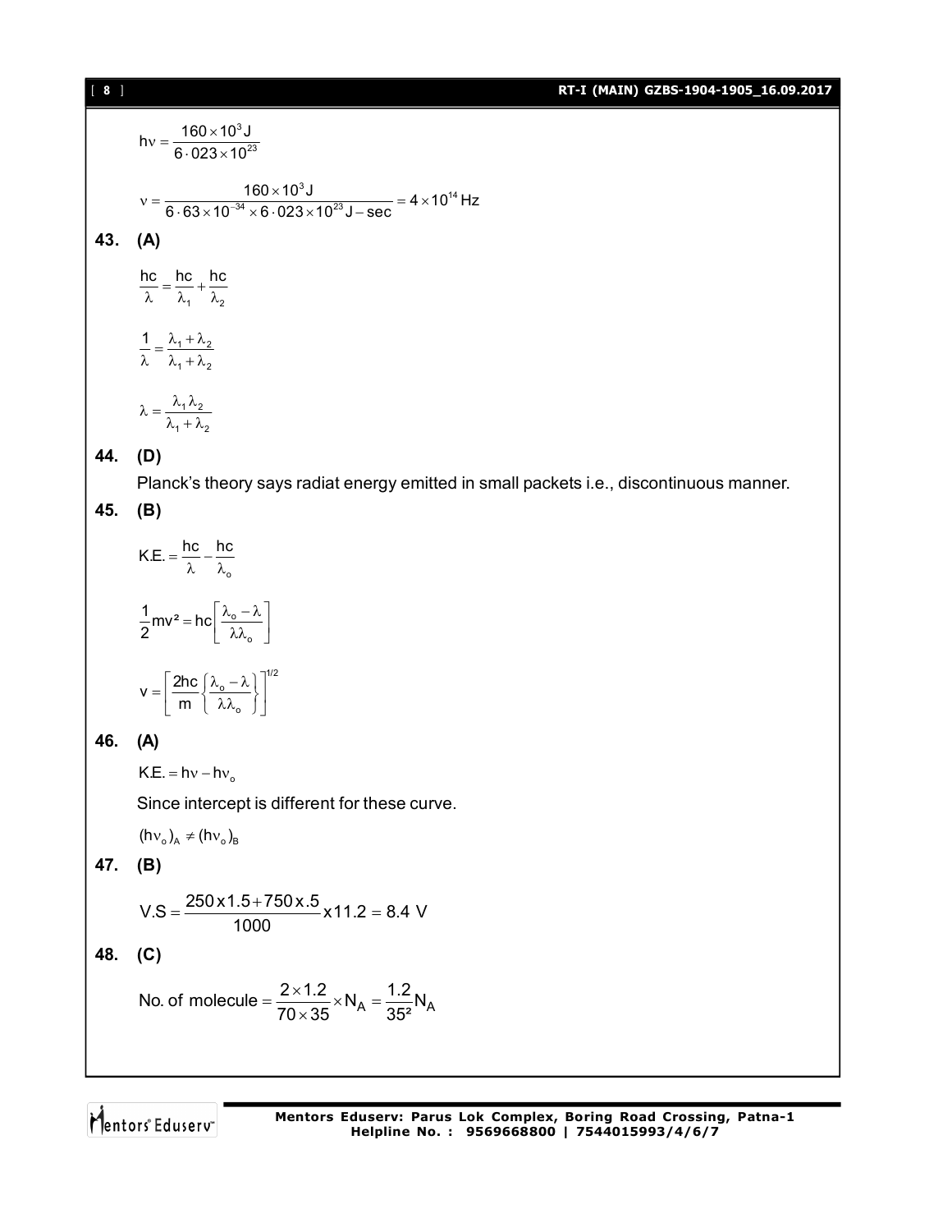$$h\nu = \frac{160 \times 10^3 \text{J}}{6 \cdot 023 \times 10^{23}}$$

$$\nu = \frac{160 \times 10^3 \text{J}}{6 \cdot 63 \times 10^{-34} \times 6 \cdot 023 \times 10^{23} \text{J} - \text{sec}} = 4 \times 10^{14} \text{Hz}$$

**43. (A)**

$$\frac{hc}{\lambda} = \frac{hc}{\lambda_1} + \frac{hc}{\lambda_2}$$

$$\frac{1}{\lambda} = \frac{\lambda_1 + \lambda_2}{\lambda_1 + \lambda_2}$$

$$\lambda = \frac{\lambda_1 \lambda_2}{\lambda_1 + \lambda_2}$$

**44. (D)**

Planck's theory says radiat energy emitted in small packets i.e., discontinuous manner.

**45. (B)**

$$\text{K.E.} = \frac{hc}{\lambda} - \frac{hc}{\lambda_o}$$

$$\frac{1}{2}mv^2 = hc\left[\frac{\lambda_o - \lambda}{\lambda\lambda_o}\right]$$

$$v = \left[\frac{2hc}{m}\left\{\frac{\lambda_o - \lambda}{\lambda\lambda_o}\right\}\right]^{1/2}$$

**46. (A)**

$\text{K.E.} = h\nu - h\nu_o$

Since intercept is different for these curve.

$(h\nu_o)_A \neq (h\nu_o)_B$

**47. (B)**

$$\text{V.S} = \frac{250 \text{x} 1.5 + 750 \text{x} .5}{1000} \text{x} 11.2 = 8.4 \text{ V}$$

**48. (C)**

$$\text{No. of molecule} = \frac{2 \times 1.2}{70 \times 35} \times N_A = \frac{1.2}{35^2} N_A$$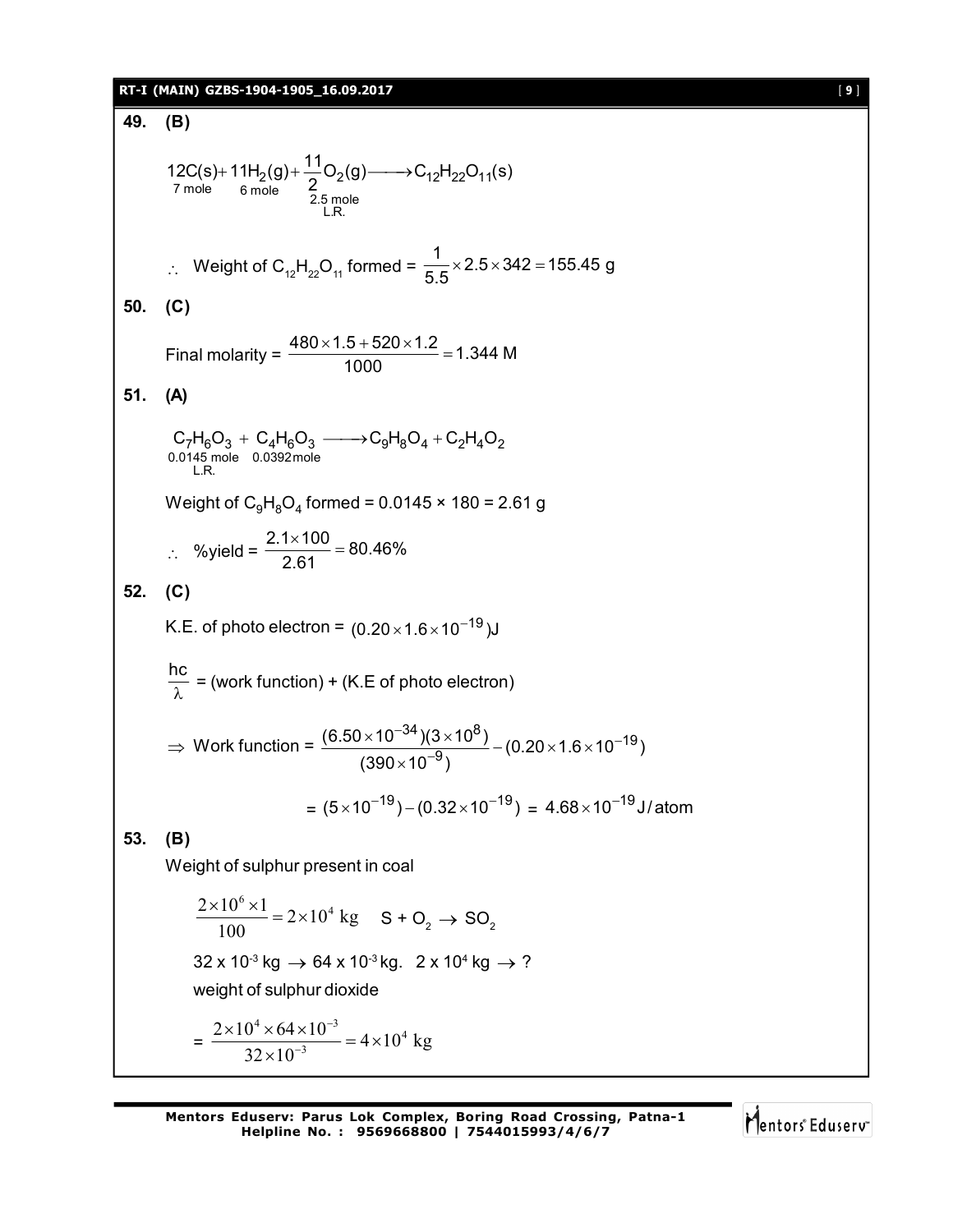**49. (B)**

$$\underset{7\text{ mole}}{12C(s)} + \underset{6\text{ mole}}{11H_2(g)} + \underset{\substack{2.5\text{ mole}\\ \text{L.R.}}}{\frac{11}{2}O_2(g)} \longrightarrow C_{12}H_{22}O_{11}(s)$$

$\therefore$ Weight of $C_{12}H_{22}O_{11}$ formed = $\frac{1}{5.5} \times 2.5 \times 342 = 155.45$ g

**50. (C)**

Final molarity = $\frac{480 \times 1.5 + 520 \times 1.2}{1000} = 1.344$ M

**51. (A)**

$$\underset{\substack{0.0145\text{ mole}\\ \text{L.R.}}}{C_7H_6O_3} + \underset{0.0392\text{mole}}{C_4H_6O_3} \longrightarrow C_9H_8O_4 + C_2H_4O_2$$

Weight of $C_9H_8O_4$ formed = 0.0145 × 180 = 2.61 g

$\therefore$ %yield = $\frac{2.1 \times 100}{2.61} = 80.46\%$

**52. (C)**

K.E. of photo electron = $(0.20 \times 1.6 \times 10^{-19})$J

$\frac{hc}{\lambda}$ = (work function) + (K.E of photo electron)

$\Rightarrow$ Work function = $\frac{(6.50 \times 10^{-34})(3 \times 10^{8})}{(390 \times 10^{-9})} - (0.20 \times 1.6 \times 10^{-19})$

$= (5 \times 10^{-19}) - (0.32 \times 10^{-19}) = 4.68 \times 10^{-19}$ J/atom

**53. (B)**

Weight of sulphur present in coal

$\frac{2 \times 10^6 \times 1}{100} = 2 \times 10^4$ kg $\quad S + O_2 \rightarrow SO_2$

$32 \times 10^{-3}$ kg $\rightarrow$ $64 \times 10^{-3}$ kg. $\quad 2 \times 10^4$ kg $\rightarrow$ ?

weight of sulphur dioxide

$= \frac{2 \times 10^4 \times 64 \times 10^{-3}}{32 \times 10^{-3}} = 4 \times 10^4$ kg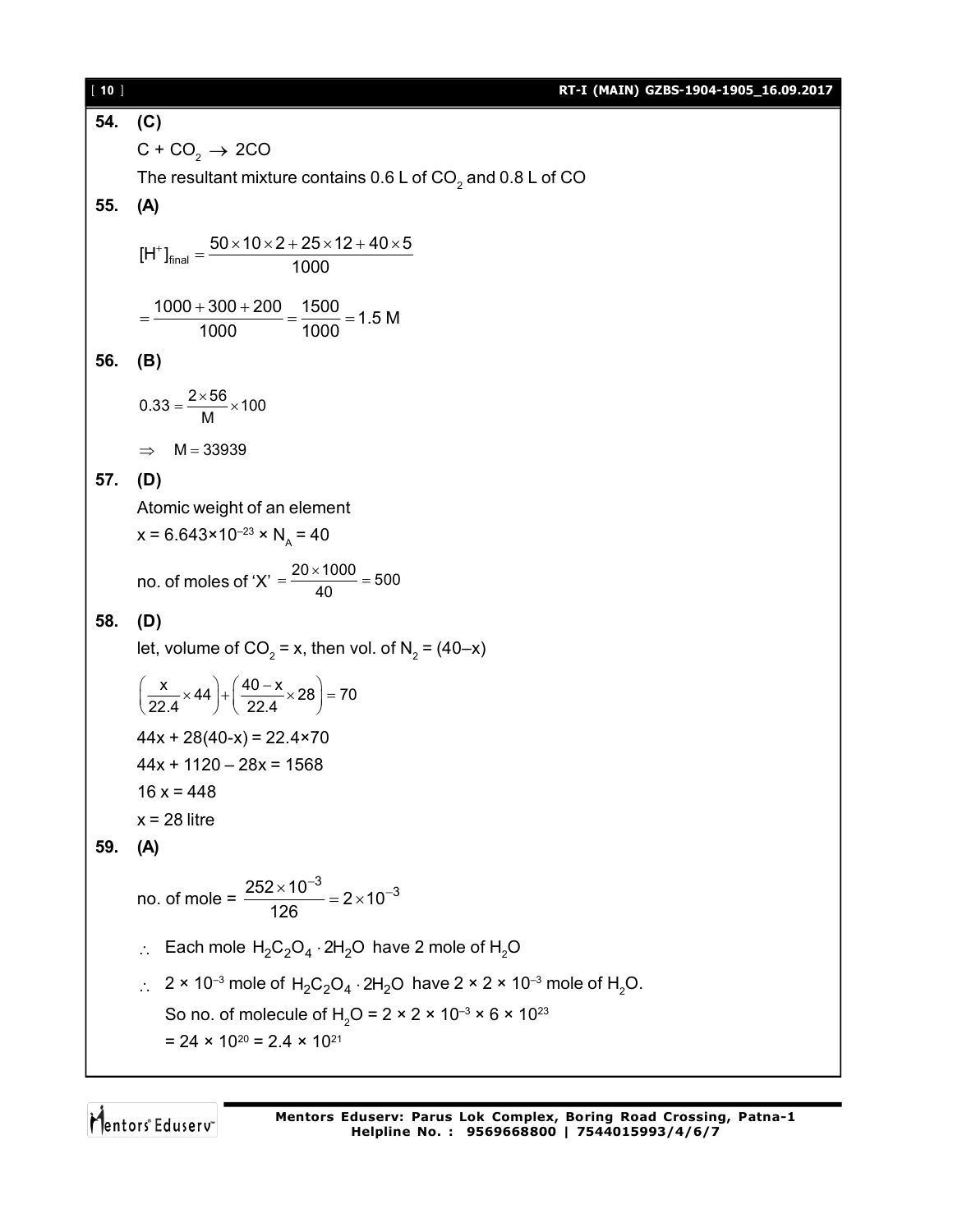**54. (C)**

$C + CO_2 \rightarrow 2CO$

The resultant mixture contains 0.6 L of $CO_2$ and 0.8 L of CO

**55. (A)**

$$[H^+]_{final} = \frac{50 \times 10 \times 2 + 25 \times 12 + 40 \times 5}{1000}$$

$$= \frac{1000 + 300 + 200}{1000} = \frac{1500}{1000} = 1.5 \text{ M}$$

**56. (B)**

$$0.33 = \frac{2 \times 56}{M} \times 100$$

$\Rightarrow \quad M = 33939$

**57. (D)**

Atomic weight of an element

$x = 6.643 \times 10^{-23} \times N_A = 40$

no. of moles of 'X' $= \frac{20 \times 1000}{40} = 500$

**58. (D)**

let, volume of $CO_2$ = x, then vol. of $N_2$ = (40–x)

$$\left(\frac{x}{22.4} \times 44\right) + \left(\frac{40 - x}{22.4} \times 28\right) = 70$$

$44x + 28(40-x) = 22.4 \times 70$

$44x + 1120 - 28x = 1568$

$16x = 448$

$x = 28$ litre

**59. (A)**

no. of mole = $\frac{252 \times 10^{-3}}{126} = 2 \times 10^{-3}$

$\therefore$ Each mole $H_2C_2O_4 \cdot 2H_2O$ have 2 mole of $H_2O$

$\therefore$ $2 \times 10^{-3}$ mole of $H_2C_2O_4 \cdot 2H_2O$ have $2 \times 2 \times 10^{-3}$ mole of $H_2O$.

So no. of molecule of $H_2O = 2 \times 2 \times 10^{-3} \times 6 \times 10^{23}$

$= 24 \times 10^{20} = 2.4 \times 10^{21}$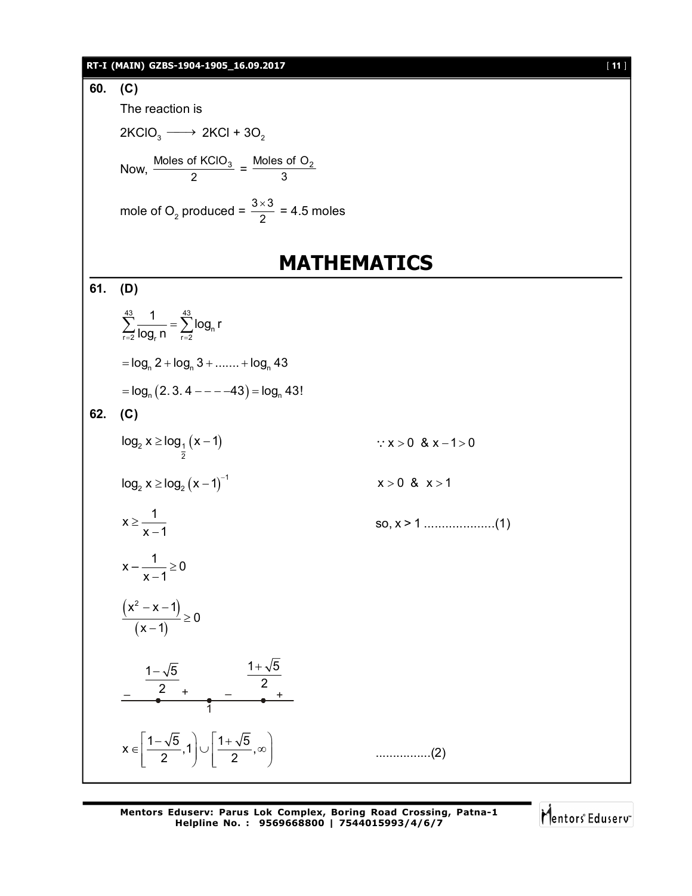**60. (C)**

The reaction is

$$2KClO_3 \longrightarrow 2KCl + 3O_2$$

Now, $\frac{\text{Moles of } KClO_3}{2} = \frac{\text{Moles of } O_2}{3}$

mole of $O_2$ produced = $\frac{3 \times 3}{2}$ = 4.5 moles

# MATHEMATICS

**61. (D)**

$$\sum_{r=2}^{43} \frac{1}{\log_r n} = \sum_{r=2}^{43} \log_n r$$

$$= \log_n 2 + \log_n 3 + ....... + \log_n 43$$

$$= \log_n (2.3.4 - - - -43) = \log_n 43!$$

**62. (C)**

$\log_2 x \ge \log_{\frac{1}{2}}(x-1)$ $\qquad\qquad \because x > 0 \;\&\; x - 1 > 0$

$\log_2 x \ge \log_2 (x-1)^{-1}$ $\qquad\qquad x > 0 \;\&\; x > 1$

$x \ge \frac{1}{x-1}$ $\qquad\qquad$ so, $x > 1$ ....................(1)

$$x - \frac{1}{x-1} \ge 0$$

$$\frac{(x^2 - x - 1)}{(x-1)} \ge 0$$

Sign scheme: $-$ $\frac{1-\sqrt{5}}{2}$ $+$ $1$ $-$ $\frac{1+\sqrt{5}}{2}$ $+$

$x \in \left[\frac{1-\sqrt{5}}{2}, 1\right) \cup \left[\frac{1+\sqrt{5}}{2}, \infty\right)$ ................(2)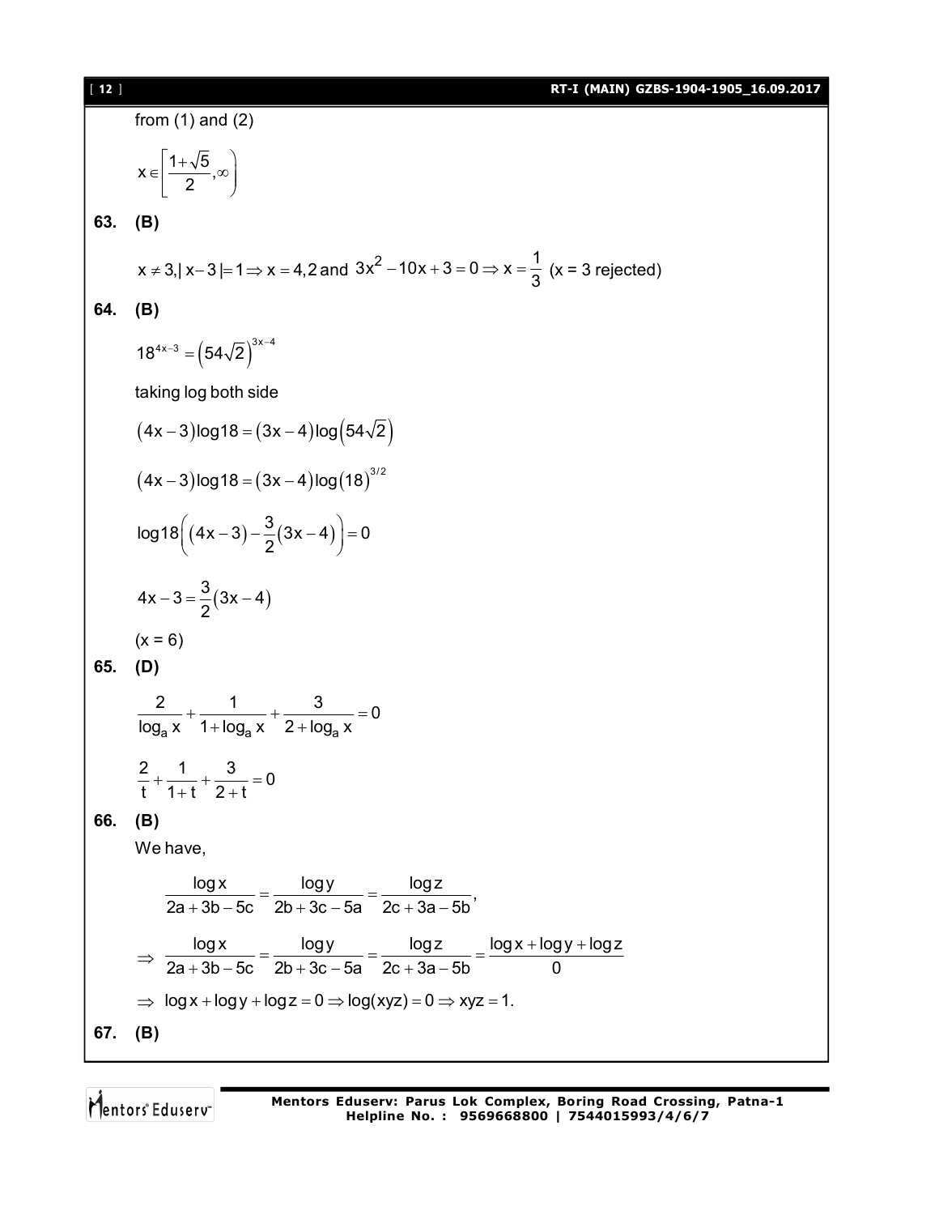from (1) and (2)

$$x \in \left[\frac{1+\sqrt{5}}{2}, \infty\right)$$

**63. (B)**

$x \neq 3, |x-3| = 1 \Rightarrow x = 4, 2$ and $3x^2 - 10x + 3 = 0 \Rightarrow x = \frac{1}{3}$ (x = 3 rejected)

**64. (B)**

$$18^{4x-3} = \left(54\sqrt{2}\right)^{3x-4}$$

taking log both side

$$(4x-3)\log 18 = (3x-4)\log\left(54\sqrt{2}\right)$$

$$(4x-3)\log 18 = (3x-4)\log(18)^{3/2}$$

$$\log 18\left((4x-3) - \frac{3}{2}(3x-4)\right) = 0$$

$$4x - 3 = \frac{3}{2}(3x-4)$$

(x = 6)

**65. (D)**

$$\frac{2}{\log_a x} + \frac{1}{1+\log_a x} + \frac{3}{2+\log_a x} = 0$$

$$\frac{2}{t} + \frac{1}{1+t} + \frac{3}{2+t} = 0$$

**66. (B)**

We have,

$$\frac{\log x}{2a+3b-5c} = \frac{\log y}{2b+3c-5a} = \frac{\log z}{2c+3a-5b},$$

$$\Rightarrow \frac{\log x}{2a+3b-5c} = \frac{\log y}{2b+3c-5a} = \frac{\log z}{2c+3a-5b} = \frac{\log x + \log y + \log z}{0}$$

$$\Rightarrow \log x + \log y + \log z = 0 \Rightarrow \log(xyz) = 0 \Rightarrow xyz = 1.$$

**67. (B)**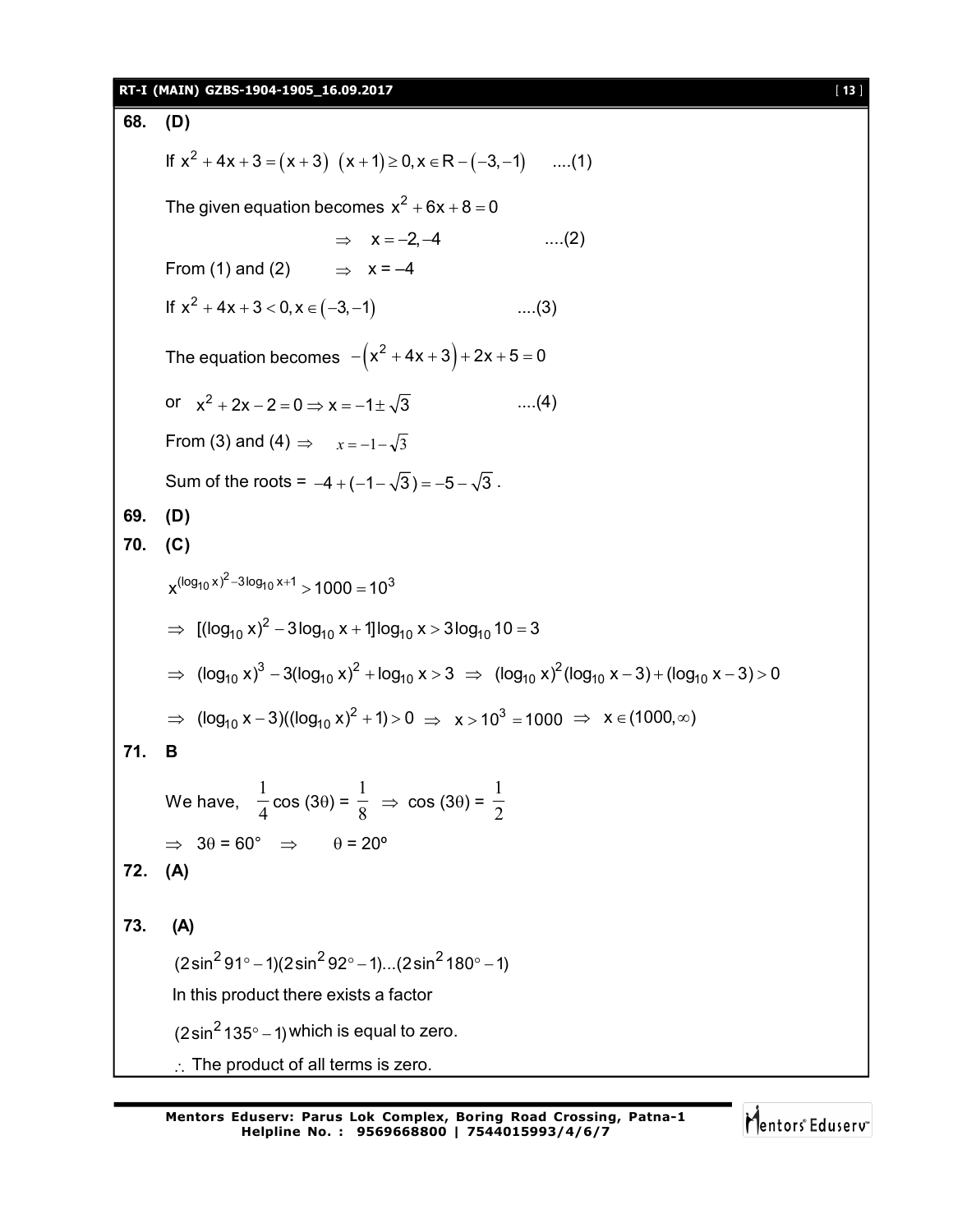**68. (D)**

If $x^2 + 4x + 3 = (x+3)\ (x+1) \geq 0, x \in R - (-3,-1)$ ....(1)

The given equation becomes $x^2 + 6x + 8 = 0$

$\Rightarrow \quad x = -2, -4$ ....(2)

From (1) and (2) $\Rightarrow$ x = –4

If $x^2 + 4x + 3 < 0, x \in (-3,-1)$ ....(3)

The equation becomes $-\left(x^2 + 4x + 3\right) + 2x + 5 = 0$

or $x^2 + 2x - 2 = 0 \Rightarrow x = -1 \pm \sqrt{3}$ ....(4)

From (3) and (4) $\Rightarrow \quad x = -1 - \sqrt{3}$

Sum of the roots = $-4 + (-1 - \sqrt{3}) = -5 - \sqrt{3}$.

**69. (D)**

**70. (C)**

$x^{(\log_{10} x)^2 - 3\log_{10} x + 1} > 1000 = 10^3$

$\Rightarrow \ [(\log_{10} x)^2 - 3\log_{10} x + 1]\log_{10} x > 3\log_{10} 10 = 3$

$\Rightarrow \ (\log_{10} x)^3 - 3(\log_{10} x)^2 + \log_{10} x > 3 \ \Rightarrow \ (\log_{10} x)^2(\log_{10} x - 3) + (\log_{10} x - 3) > 0$

$\Rightarrow \ (\log_{10} x - 3)((\log_{10} x)^2 + 1) > 0 \ \Rightarrow \ x > 10^3 = 1000 \ \Rightarrow \ x \in (1000, \infty)$

**71. B**

We have, $\dfrac{1}{4}\cos(3\theta) = \dfrac{1}{8} \ \Rightarrow \ \cos(3\theta) = \dfrac{1}{2}$

$\Rightarrow \ 3\theta = 60° \ \Rightarrow \ \theta = 20°$

**72. (A)**

**73. (A)**

$(2\sin^2 91° - 1)(2\sin^2 92° - 1)...(2\sin^2 180° - 1)$

In this product there exists a factor

$(2\sin^2 135° - 1)$ which is equal to zero.

$\therefore$ The product of all terms is zero.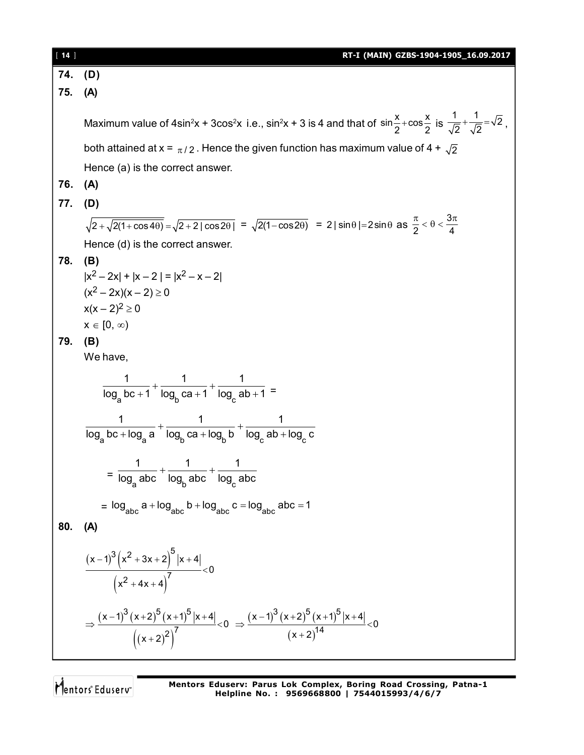**74. (D)**

**75. (A)**

Maximum value of $4\sin^2x + 3\cos^2x$ i.e., $\sin^2x + 3$ is 4 and that of $\sin\frac{x}{2}+\cos\frac{x}{2}$ is $\frac{1}{\sqrt{2}}+\frac{1}{\sqrt{2}}=\sqrt{2}$,

both attained at $x = \pi/2$. Hence the given function has maximum value of $4 + \sqrt{2}$

Hence (a) is the correct answer.

**76. (A)**

**77. (D)**

$\sqrt{2+\sqrt{2(1+\cos 4\theta)}}=\sqrt{2+2|\cos 2\theta|} = \sqrt{2(1-\cos 2\theta)} = 2|\sin\theta|=2\sin\theta$ as $\frac{\pi}{2}<\theta<\frac{3\pi}{4}$

Hence (d) is the correct answer.

**78. (B)**

$|x^2 - 2x| + |x - 2| = |x^2 - x - 2|$

$(x^2 - 2x)(x - 2) \geq 0$

$x(x - 2)^2 \geq 0$

$x \in [0, \infty)$

**79. (B)**

We have,

$$\frac{1}{\log_a bc+1}+\frac{1}{\log_b ca+1}+\frac{1}{\log_c ab+1} =$$

$$\frac{1}{\log_a bc+\log_a a}+\frac{1}{\log_b ca+\log_b b}+\frac{1}{\log_c ab+\log_c c}$$

$$= \frac{1}{\log_a abc}+\frac{1}{\log_b abc}+\frac{1}{\log_c abc}$$

$$= \log_{abc} a+\log_{abc} b+\log_{abc} c=\log_{abc} abc=1$$

**80. (A)**

$$\frac{(x-1)^3\left(x^2+3x+2\right)^5|x+4|}{\left(x^2+4x+4\right)^7}<0$$

$$\Rightarrow \frac{(x-1)^3(x+2)^5(x+1)^5|x+4|}{\left((x+2)^2\right)^7}<0 \Rightarrow \frac{(x-1)^3(x+2)^5(x+1)^5|x+4|}{(x+2)^{14}}<0$$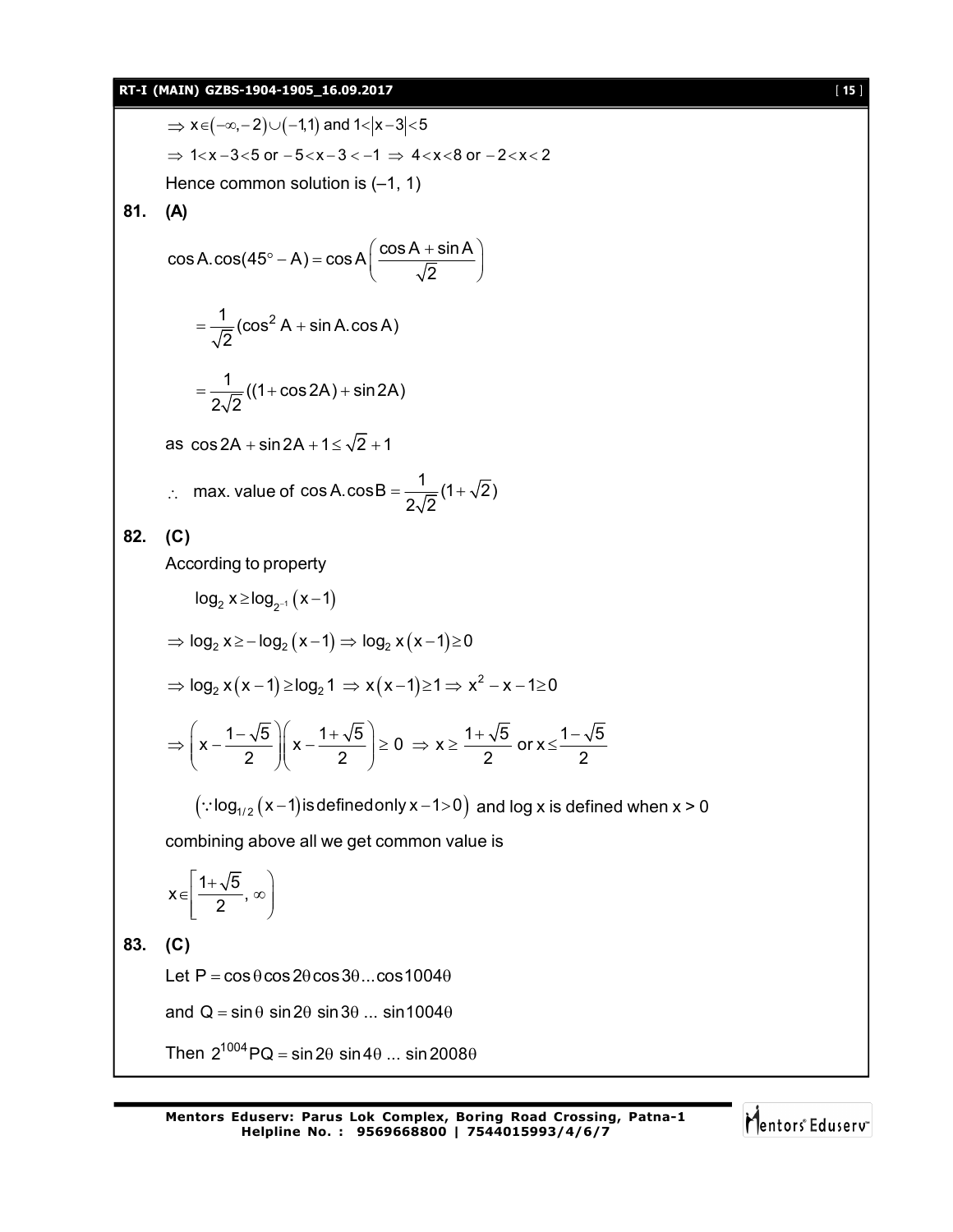$\Rightarrow x \in (-\infty, -2) \cup (-1, 1)$ and $1 < |x-3| < 5$

$\Rightarrow 1 < x-3 < 5$ or $-5 < x-3 < -1 \Rightarrow 4 < x < 8$ or $-2 < x < 2$

Hence common solution is (–1, 1)

**81. (A)**

$$\cos A.\cos(45^\circ - A) = \cos A\left(\frac{\cos A + \sin A}{\sqrt{2}}\right)$$

$$= \frac{1}{\sqrt{2}}(\cos^2 A + \sin A.\cos A)$$

$$= \frac{1}{2\sqrt{2}}((1 + \cos 2A) + \sin 2A)$$

as $\cos 2A + \sin 2A + 1 \le \sqrt{2} + 1$

$\therefore$ max. value of $\cos A.\cos B = \dfrac{1}{2\sqrt{2}}(1 + \sqrt{2})$

**82. (C)**

According to property

$$\log_2 x \ge \log_{2^{-1}}(x-1)$$

$$\Rightarrow \log_2 x \ge -\log_2(x-1) \Rightarrow \log_2 x(x-1) \ge 0$$

$$\Rightarrow \log_2 x(x-1) \ge \log_2 1 \Rightarrow x(x-1) \ge 1 \Rightarrow x^2 - x - 1 \ge 0$$

$$\Rightarrow \left(x - \frac{1-\sqrt{5}}{2}\right)\left(x - \frac{1+\sqrt{5}}{2}\right) \ge 0 \Rightarrow x \ge \frac{1+\sqrt{5}}{2} \text{ or } x \le \frac{1-\sqrt{5}}{2}$$

$(\because \log_{1/2}(x-1)$ is defined only $x - 1 > 0)$ and log x is defined when x > 0

combining above all we get common value is

$$x \in \left[\frac{1+\sqrt{5}}{2}, \infty\right)$$

**83. (C)**

Let $P = \cos\theta \cos 2\theta \cos 3\theta ... \cos 1004\theta$

and $Q = \sin\theta \sin 2\theta \sin 3\theta ... \sin 1004\theta$

Then $2^{1004} PQ = \sin 2\theta \sin 4\theta ... \sin 2008\theta$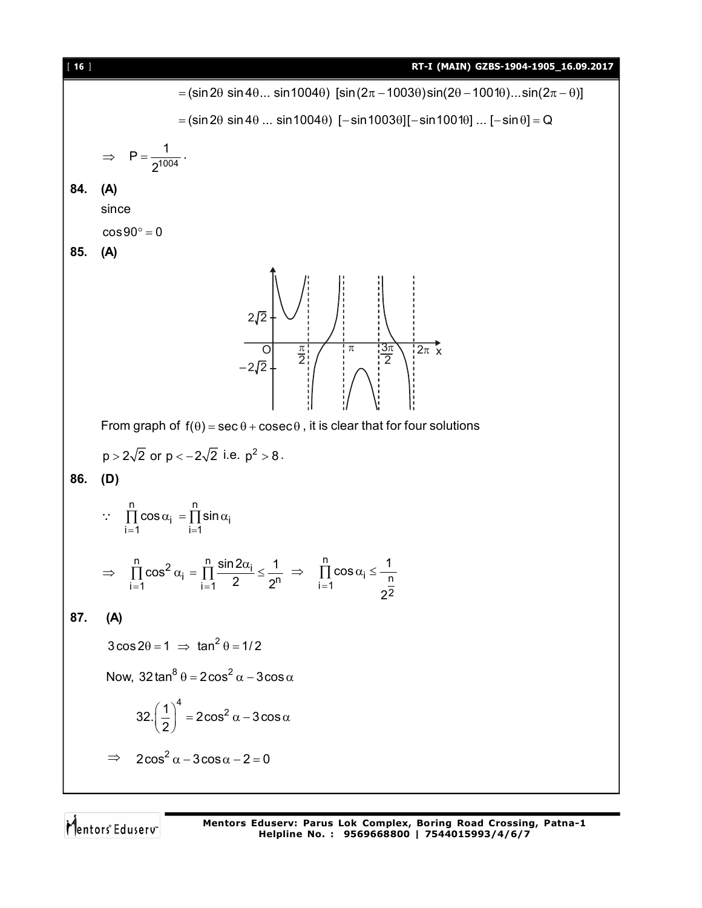$$= (\sin 2\theta \sin 4\theta ... \sin 1004\theta) \; [\sin(2\pi - 1003\theta)\sin(2\theta - 1001\theta)...\sin(2\pi - \theta)]$$

$$= (\sin 2\theta \sin 4\theta ... \sin 1004\theta) \; [-\sin 1003\theta][-\sin 1001\theta] ... [-\sin\theta] = Q$$

$$\Rightarrow \quad P = \frac{1}{2^{1004}}.$$

**84. (A)**

since

$\cos 90^\circ = 0$

**85. (A)**

From graph of $f(\theta) = \sec\theta + \operatorname{cosec}\theta$, it is clear that for four solutions

$p > 2\sqrt{2}$ or $p < -2\sqrt{2}$ i.e. $p^2 > 8$.

**86. (D)**

$$\because \quad \prod_{i=1}^{n} \cos\alpha_i = \prod_{i=1}^{n} \sin\alpha_i$$

$$\Rightarrow \quad \prod_{i=1}^{n} \cos^2\alpha_i = \prod_{i=1}^{n} \frac{\sin 2\alpha_i}{2} \le \frac{1}{2^n} \quad \Rightarrow \quad \prod_{i=1}^{n} \cos\alpha_i \le \frac{1}{2^{\frac{n}{2}}}$$

**87. (A)**

$3\cos 2\theta = 1 \;\Rightarrow\; \tan^2\theta = 1/2$

Now, $32\tan^8\theta = 2\cos^2\alpha - 3\cos\alpha$

$$32.\left(\frac{1}{2}\right)^4 = 2\cos^2\alpha - 3\cos\alpha$$

$$\Rightarrow \quad 2\cos^2\alpha - 3\cos\alpha - 2 = 0$$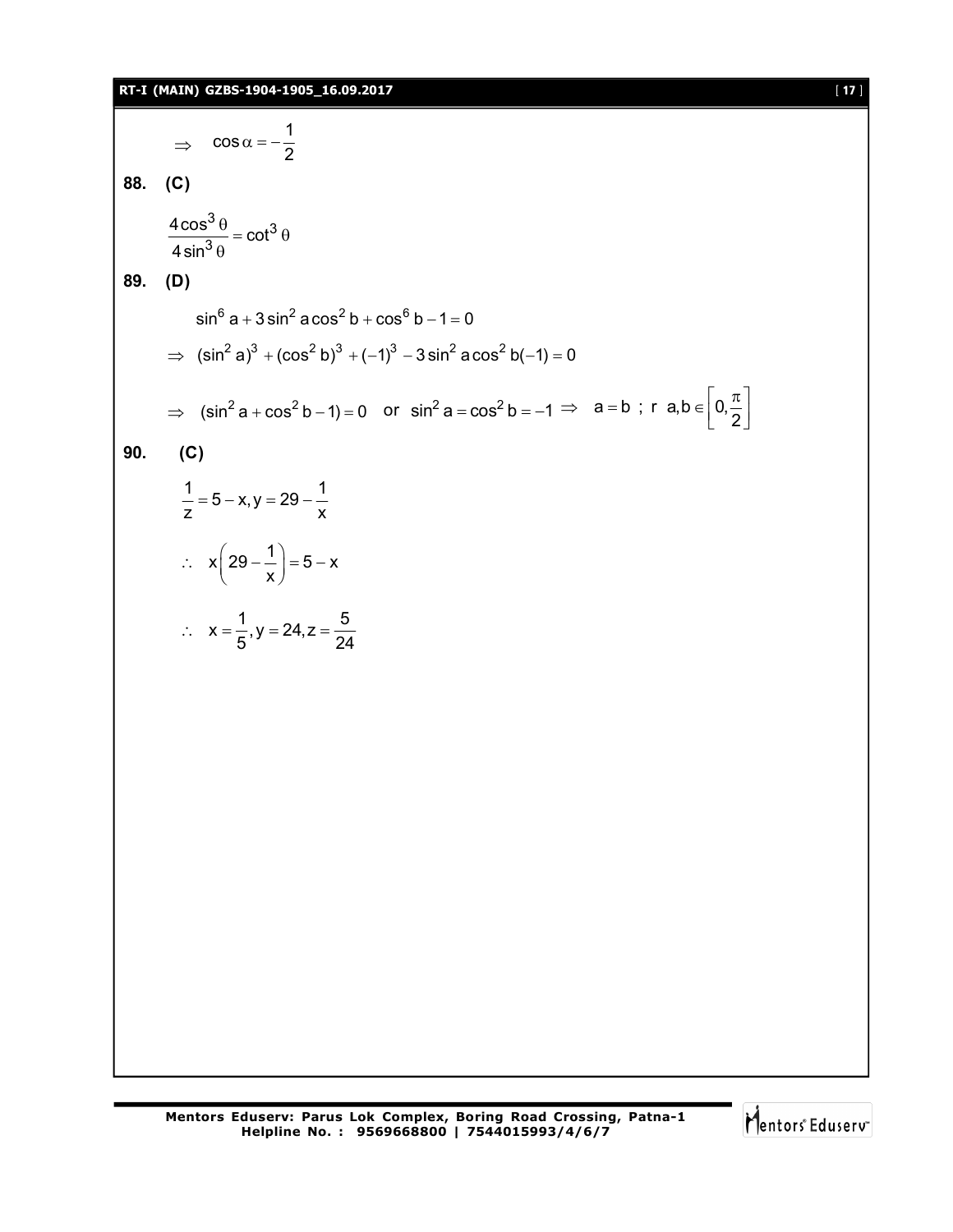$$\Rightarrow \quad \cos\alpha = -\frac{1}{2}$$

**88. (C)**

$$\frac{4\cos^3\theta}{4\sin^3\theta} = \cot^3\theta$$

**89. (D)**

$$\sin^6 a + 3\sin^2 a\cos^2 b + \cos^6 b - 1 = 0$$

$$\Rightarrow \quad (\sin^2 a)^3 + (\cos^2 b)^3 + (-1)^3 - 3\sin^2 a\cos^2 b(-1) = 0$$

$$\Rightarrow \quad (\sin^2 a + \cos^2 b - 1) = 0 \quad \text{or} \quad \sin^2 a = \cos^2 b = -1 \Rightarrow \quad a = b \;;\; r \;\; a, b \in \left[0, \frac{\pi}{2}\right]$$

**90. (C)**

$$\frac{1}{z} = 5 - x, y = 29 - \frac{1}{x}$$

$$\therefore \quad x\left(29 - \frac{1}{x}\right) = 5 - x$$

$$\therefore \quad x = \frac{1}{5}, y = 24, z = \frac{5}{24}$$